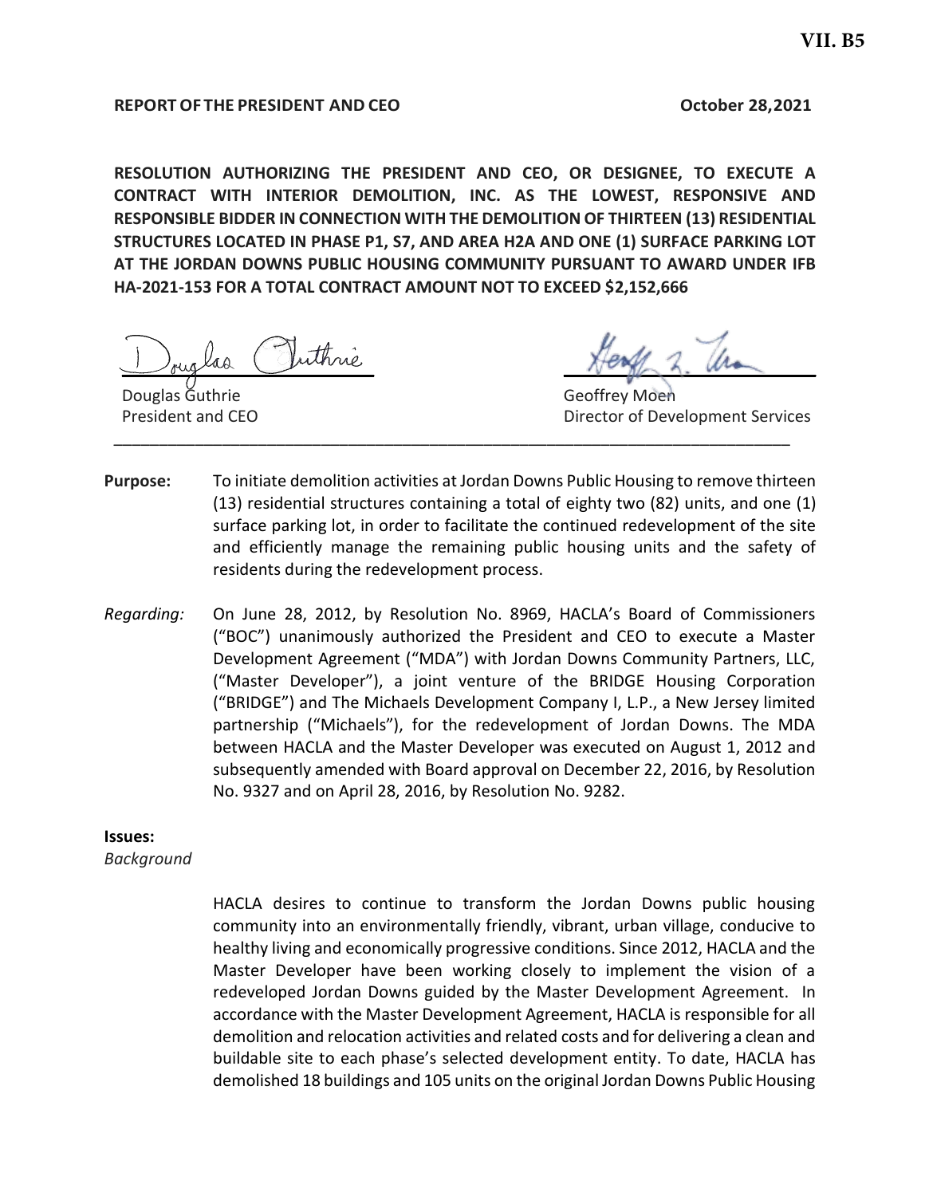**VII. B5**

**REPORT OF THE PRESIDENT AND CEO** **October 28,2021**

**RESOLUTION AUTHORIZING THE PRESIDENT AND CEO, OR DESIGNEE, TO EXECUTE A CONTRACT WITH INTERIOR DEMOLITION, INC. AS THE LOWEST, RESPONSIVE AND RESPONSIBLE BIDDER IN CONNECTION WITH THE DEMOLITION OF THIRTEEN (13) RESIDENTIAL STRUCTURES LOCATED IN PHASE P1, S7, AND AREA H2A AND ONE (1) SURFACE PARKING LOT AT THE JORDAN DOWNS PUBLIC HOUSING COMMUNITY PURSUANT TO AWARD UNDER IFB HA-2021-153 FOR A TOTAL CONTRACT AMOUNT NOT TO EXCEED $2,152,666**

Douglas Guthrie
President and CEO

Geoffrey Moen
Director of Development Services

---

**Purpose:** To initiate demolition activities at Jordan Downs Public Housing to remove thirteen (13) residential structures containing a total of eighty two (82) units, and one (1) surface parking lot, in order to facilitate the continued redevelopment of the site and efficiently manage the remaining public housing units and the safety of residents during the redevelopment process.

*Regarding:* On June 28, 2012, by Resolution No. 8969, HACLA's Board of Commissioners ("BOC") unanimously authorized the President and CEO to execute a Master Development Agreement ("MDA") with Jordan Downs Community Partners, LLC, ("Master Developer"), a joint venture of the BRIDGE Housing Corporation ("BRIDGE") and The Michaels Development Company I, L.P., a New Jersey limited partnership ("Michaels"), for the redevelopment of Jordan Downs. The MDA between HACLA and the Master Developer was executed on August 1, 2012 and subsequently amended with Board approval on December 22, 2016, by Resolution No. 9327 and on April 28, 2016, by Resolution No. 9282.

**Issues:**

*Background*

HACLA desires to continue to transform the Jordan Downs public housing community into an environmentally friendly, vibrant, urban village, conducive to healthy living and economically progressive conditions. Since 2012, HACLA and the Master Developer have been working closely to implement the vision of a redeveloped Jordan Downs guided by the Master Development Agreement. In accordance with the Master Development Agreement, HACLA is responsible for all demolition and relocation activities and related costs and for delivering a clean and buildable site to each phase's selected development entity. To date, HACLA has demolished 18 buildings and 105 units on the original Jordan Downs Public Housing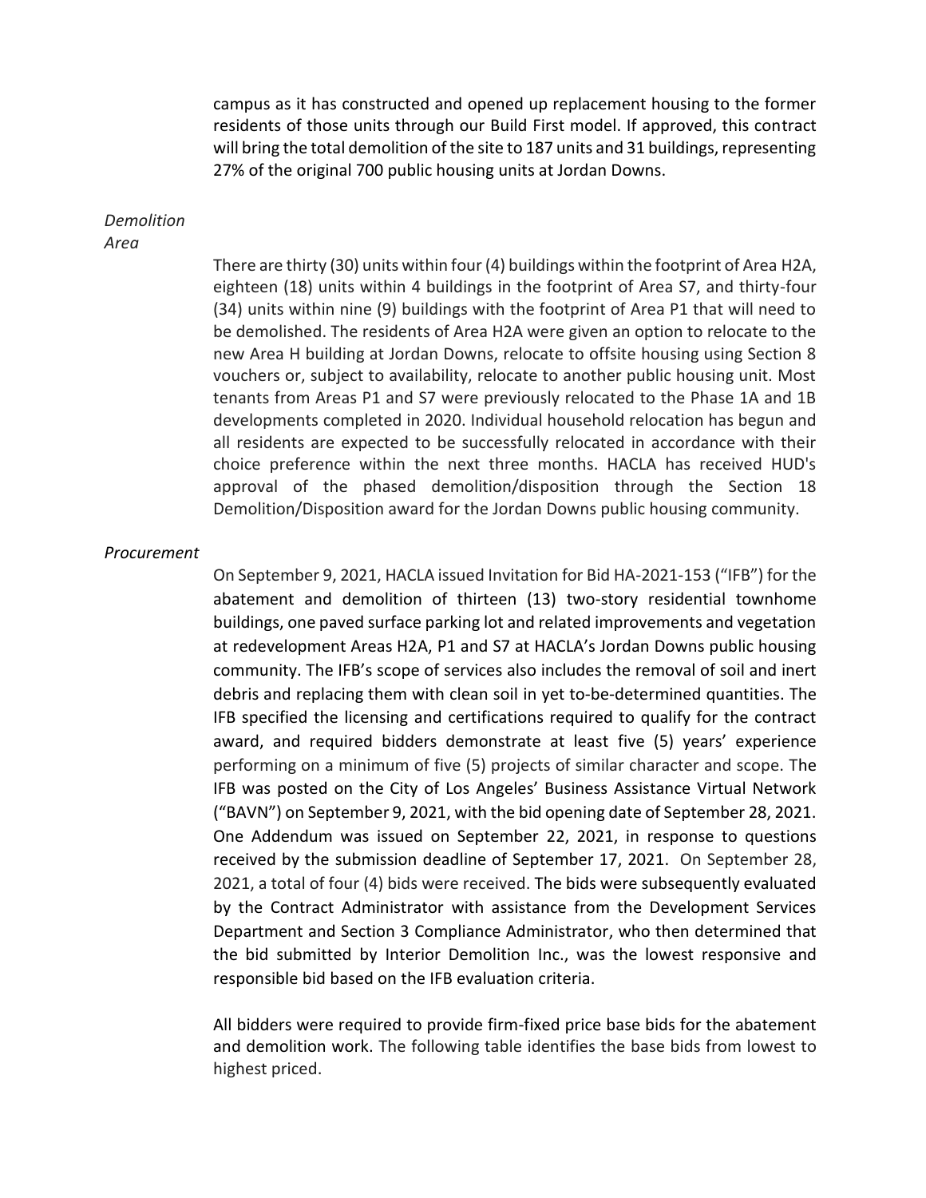campus as it has constructed and opened up replacement housing to the former residents of those units through our Build First model. If approved, this contract will bring the total demolition of the site to 187 units and 31 buildings, representing 27% of the original 700 public housing units at Jordan Downs.

*Demolition Area*

There are thirty (30) units within four (4) buildings within the footprint of Area H2A, eighteen (18) units within 4 buildings in the footprint of Area S7, and thirty-four (34) units within nine (9) buildings with the footprint of Area P1 that will need to be demolished. The residents of Area H2A were given an option to relocate to the new Area H building at Jordan Downs, relocate to offsite housing using Section 8 vouchers or, subject to availability, relocate to another public housing unit. Most tenants from Areas P1 and S7 were previously relocated to the Phase 1A and 1B developments completed in 2020. Individual household relocation has begun and all residents are expected to be successfully relocated in accordance with their choice preference within the next three months. HACLA has received HUD's approval of the phased demolition/disposition through the Section 18 Demolition/Disposition award for the Jordan Downs public housing community.

*Procurement*

On September 9, 2021, HACLA issued Invitation for Bid HA-2021-153 ("IFB") for the abatement and demolition of thirteen (13) two-story residential townhome buildings, one paved surface parking lot and related improvements and vegetation at redevelopment Areas H2A, P1 and S7 at HACLA's Jordan Downs public housing community. The IFB's scope of services also includes the removal of soil and inert debris and replacing them with clean soil in yet to-be-determined quantities. The IFB specified the licensing and certifications required to qualify for the contract award, and required bidders demonstrate at least five (5) years' experience performing on a minimum of five (5) projects of similar character and scope. The IFB was posted on the City of Los Angeles' Business Assistance Virtual Network ("BAVN") on September 9, 2021, with the bid opening date of September 28, 2021. One Addendum was issued on September 22, 2021, in response to questions received by the submission deadline of September 17, 2021. On September 28, 2021, a total of four (4) bids were received. The bids were subsequently evaluated by the Contract Administrator with assistance from the Development Services Department and Section 3 Compliance Administrator, who then determined that the bid submitted by Interior Demolition Inc., was the lowest responsive and responsible bid based on the IFB evaluation criteria.

All bidders were required to provide firm-fixed price base bids for the abatement and demolition work. The following table identifies the base bids from lowest to highest priced.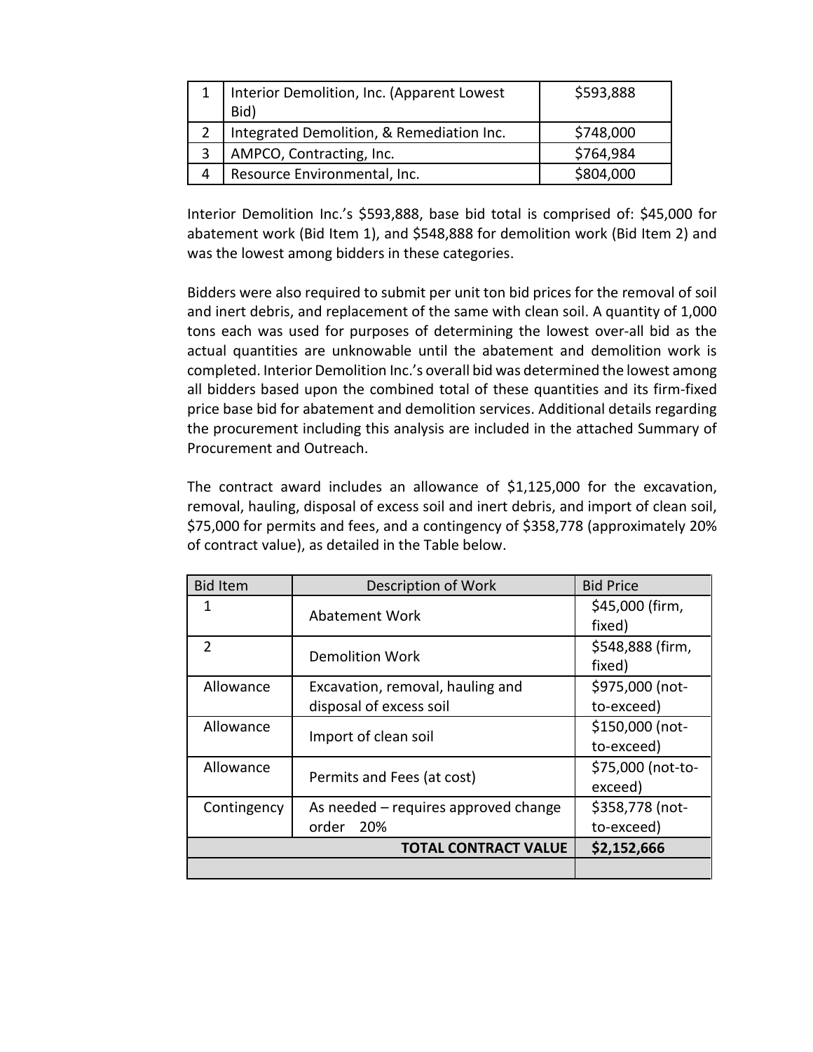| 1 | Interior Demolition, Inc. (Apparent Lowest Bid) | $593,888 |
|---|---|---|
| 2 | Integrated Demolition, & Remediation Inc. | $748,000 |
| 3 | AMPCO, Contracting, Inc. | $764,984 |
| 4 | Resource Environmental, Inc. | $804,000 |

Interior Demolition Inc.'s $593,888, base bid total is comprised of: $45,000 for abatement work (Bid Item 1), and $548,888 for demolition work (Bid Item 2) and was the lowest among bidders in these categories.

Bidders were also required to submit per unit ton bid prices for the removal of soil and inert debris, and replacement of the same with clean soil. A quantity of 1,000 tons each was used for purposes of determining the lowest over-all bid as the actual quantities are unknowable until the abatement and demolition work is completed. Interior Demolition Inc.'s overall bid was determined the lowest among all bidders based upon the combined total of these quantities and its firm-fixed price base bid for abatement and demolition services. Additional details regarding the procurement including this analysis are included in the attached Summary of Procurement and Outreach.

The contract award includes an allowance of $1,125,000 for the excavation, removal, hauling, disposal of excess soil and inert debris, and import of clean soil, $75,000 for permits and fees, and a contingency of $358,778 (approximately 20% of contract value), as detailed in the Table below.

| Bid Item | Description of Work | Bid Price |
|---|---|---|
| 1 | Abatement Work | $45,000 (firm, fixed) |
| 2 | Demolition Work | $548,888 (firm, fixed) |
| Allowance | Excavation, removal, hauling and disposal of excess soil | $975,000 (not-to-exceed) |
| Allowance | Import of clean soil | $150,000 (not-to-exceed) |
| Allowance | Permits and Fees (at cost) | $75,000 (not-to-exceed) |
| Contingency | As needed – requires approved change order 20% | $358,778 (not-to-exceed) |
| | **TOTAL CONTRACT VALUE** | **$2,152,666** |
| | | |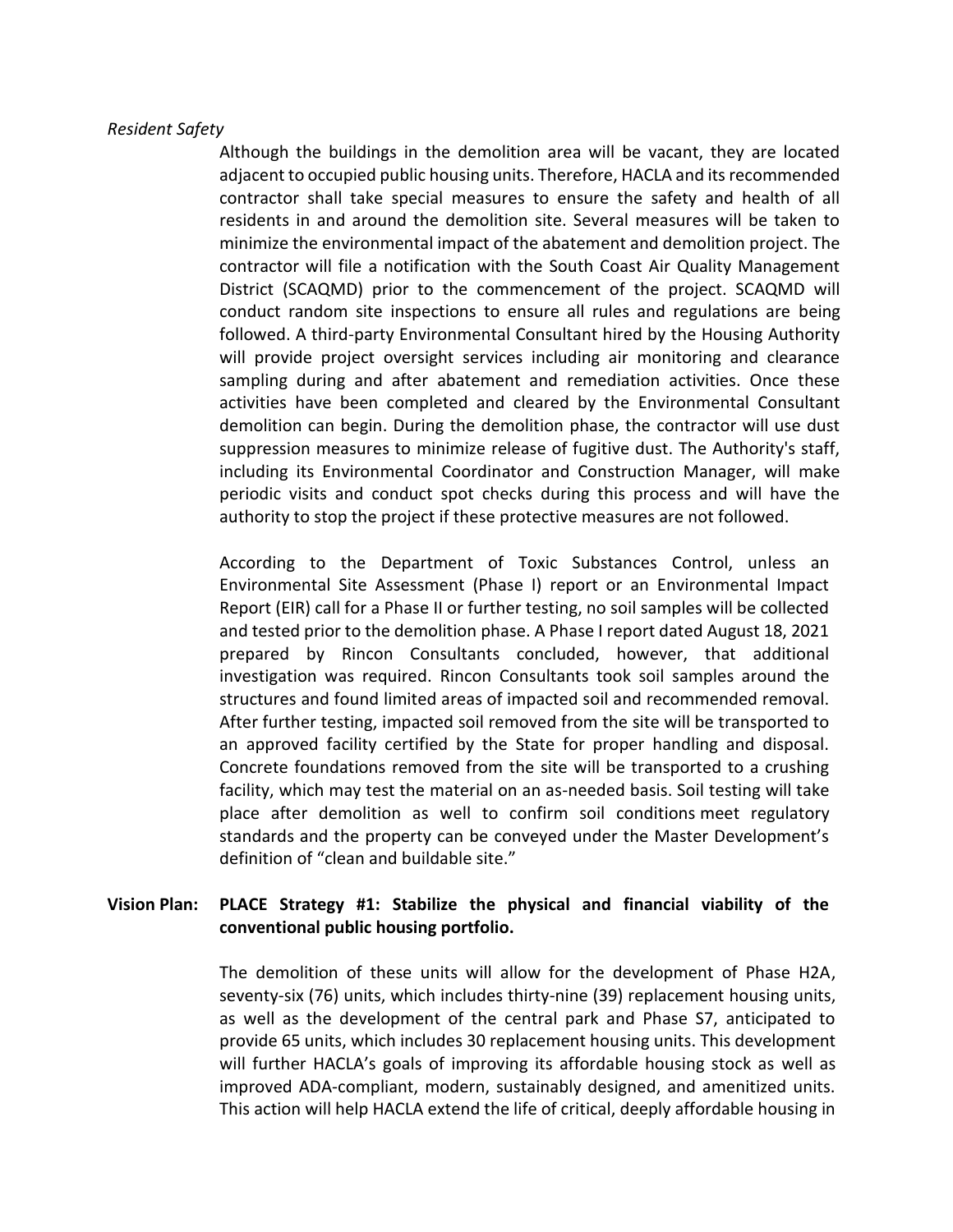*Resident Safety*

Although the buildings in the demolition area will be vacant, they are located adjacent to occupied public housing units. Therefore, HACLA and its recommended contractor shall take special measures to ensure the safety and health of all residents in and around the demolition site. Several measures will be taken to minimize the environmental impact of the abatement and demolition project. The contractor will file a notification with the South Coast Air Quality Management District (SCAQMD) prior to the commencement of the project. SCAQMD will conduct random site inspections to ensure all rules and regulations are being followed. A third-party Environmental Consultant hired by the Housing Authority will provide project oversight services including air monitoring and clearance sampling during and after abatement and remediation activities. Once these activities have been completed and cleared by the Environmental Consultant demolition can begin. During the demolition phase, the contractor will use dust suppression measures to minimize release of fugitive dust. The Authority's staff, including its Environmental Coordinator and Construction Manager, will make periodic visits and conduct spot checks during this process and will have the authority to stop the project if these protective measures are not followed.

According to the Department of Toxic Substances Control, unless an Environmental Site Assessment (Phase I) report or an Environmental Impact Report (EIR) call for a Phase II or further testing, no soil samples will be collected and tested prior to the demolition phase. A Phase I report dated August 18, 2021 prepared by Rincon Consultants concluded, however, that additional investigation was required. Rincon Consultants took soil samples around the structures and found limited areas of impacted soil and recommended removal. After further testing, impacted soil removed from the site will be transported to an approved facility certified by the State for proper handling and disposal. Concrete foundations removed from the site will be transported to a crushing facility, which may test the material on an as-needed basis. Soil testing will take place after demolition as well to confirm soil conditions meet regulatory standards and the property can be conveyed under the Master Development's definition of "clean and buildable site."

**Vision Plan: PLACE Strategy #1: Stabilize the physical and financial viability of the conventional public housing portfolio.**

The demolition of these units will allow for the development of Phase H2A, seventy-six (76) units, which includes thirty-nine (39) replacement housing units, as well as the development of the central park and Phase S7, anticipated to provide 65 units, which includes 30 replacement housing units. This development will further HACLA's goals of improving its affordable housing stock as well as improved ADA-compliant, modern, sustainably designed, and amenitized units. This action will help HACLA extend the life of critical, deeply affordable housing in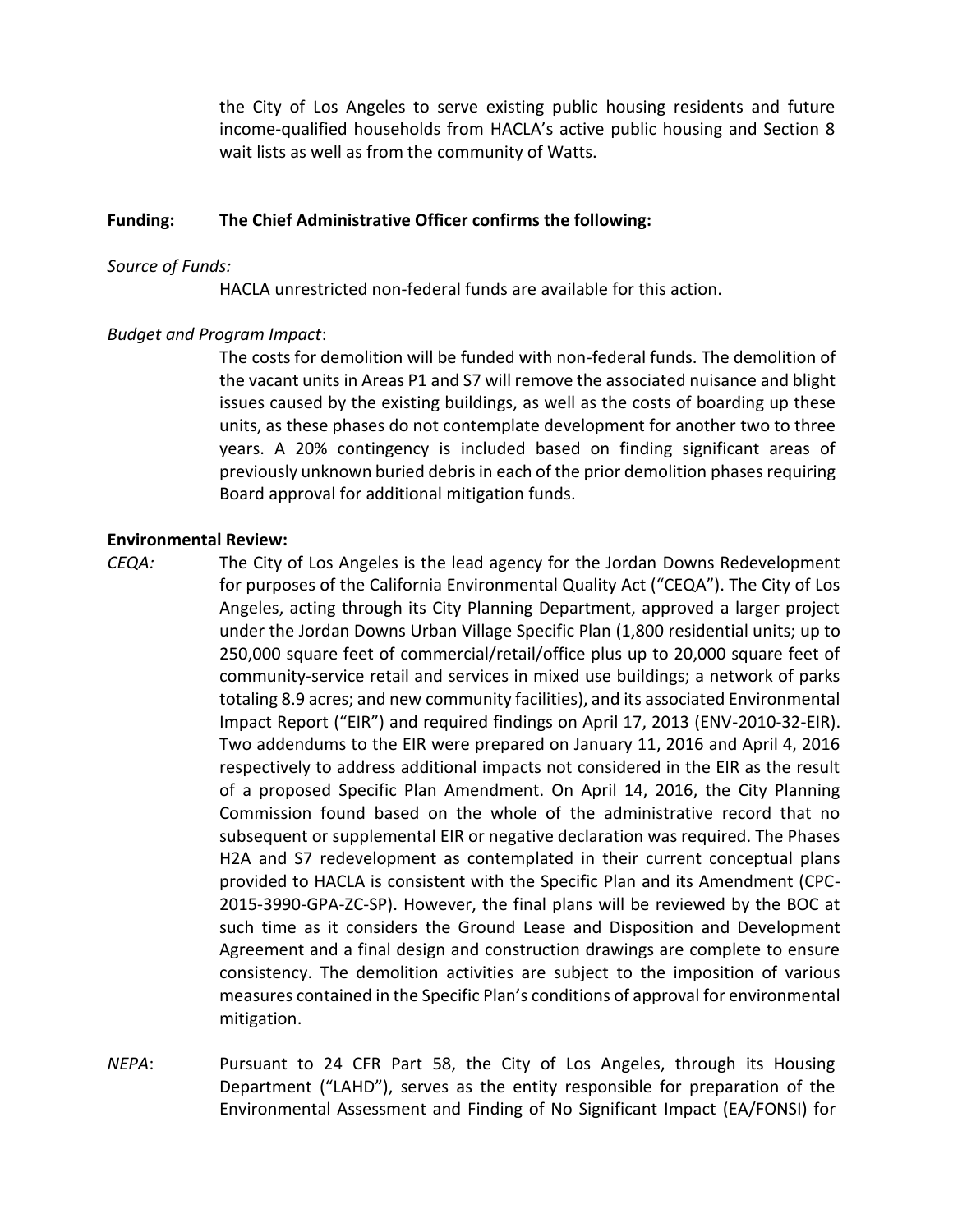the City of Los Angeles to serve existing public housing residents and future income-qualified households from HACLA's active public housing and Section 8 wait lists as well as from the community of Watts.

**Funding: The Chief Administrative Officer confirms the following:**

*Source of Funds:*

HACLA unrestricted non-federal funds are available for this action.

*Budget and Program Impact*:

The costs for demolition will be funded with non-federal funds. The demolition of the vacant units in Areas P1 and S7 will remove the associated nuisance and blight issues caused by the existing buildings, as well as the costs of boarding up these units, as these phases do not contemplate development for another two to three years. A 20% contingency is included based on finding significant areas of previously unknown buried debris in each of the prior demolition phases requiring Board approval for additional mitigation funds.

**Environmental Review:**

*CEQA:* The City of Los Angeles is the lead agency for the Jordan Downs Redevelopment for purposes of the California Environmental Quality Act ("CEQA"). The City of Los Angeles, acting through its City Planning Department, approved a larger project under the Jordan Downs Urban Village Specific Plan (1,800 residential units; up to 250,000 square feet of commercial/retail/office plus up to 20,000 square feet of community-service retail and services in mixed use buildings; a network of parks totaling 8.9 acres; and new community facilities), and its associated Environmental Impact Report ("EIR") and required findings on April 17, 2013 (ENV-2010-32-EIR). Two addendums to the EIR were prepared on January 11, 2016 and April 4, 2016 respectively to address additional impacts not considered in the EIR as the result of a proposed Specific Plan Amendment. On April 14, 2016, the City Planning Commission found based on the whole of the administrative record that no subsequent or supplemental EIR or negative declaration was required. The Phases H2A and S7 redevelopment as contemplated in their current conceptual plans provided to HACLA is consistent with the Specific Plan and its Amendment (CPC-2015-3990-GPA-ZC-SP). However, the final plans will be reviewed by the BOC at such time as it considers the Ground Lease and Disposition and Development Agreement and a final design and construction drawings are complete to ensure consistency. The demolition activities are subject to the imposition of various measures contained in the Specific Plan's conditions of approval for environmental mitigation.

*NEPA*: Pursuant to 24 CFR Part 58, the City of Los Angeles, through its Housing Department ("LAHD"), serves as the entity responsible for preparation of the Environmental Assessment and Finding of No Significant Impact (EA/FONSI) for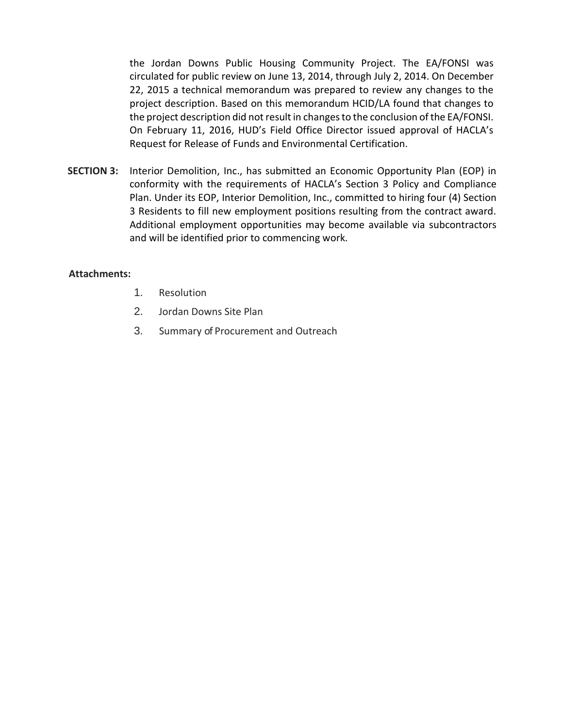the Jordan Downs Public Housing Community Project. The EA/FONSI was circulated for public review on June 13, 2014, through July 2, 2014. On December 22, 2015 a technical memorandum was prepared to review any changes to the project description. Based on this memorandum HCID/LA found that changes to the project description did not result in changes to the conclusion of the EA/FONSI. On February 11, 2016, HUD's Field Office Director issued approval of HACLA's Request for Release of Funds and Environmental Certification.

**SECTION 3:** Interior Demolition, Inc., has submitted an Economic Opportunity Plan (EOP) in conformity with the requirements of HACLA's Section 3 Policy and Compliance Plan. Under its EOP, Interior Demolition, Inc., committed to hiring four (4) Section 3 Residents to fill new employment positions resulting from the contract award. Additional employment opportunities may become available via subcontractors and will be identified prior to commencing work.

**Attachments:**

1. Resolution
2. Jordan Downs Site Plan
3. Summary of Procurement and Outreach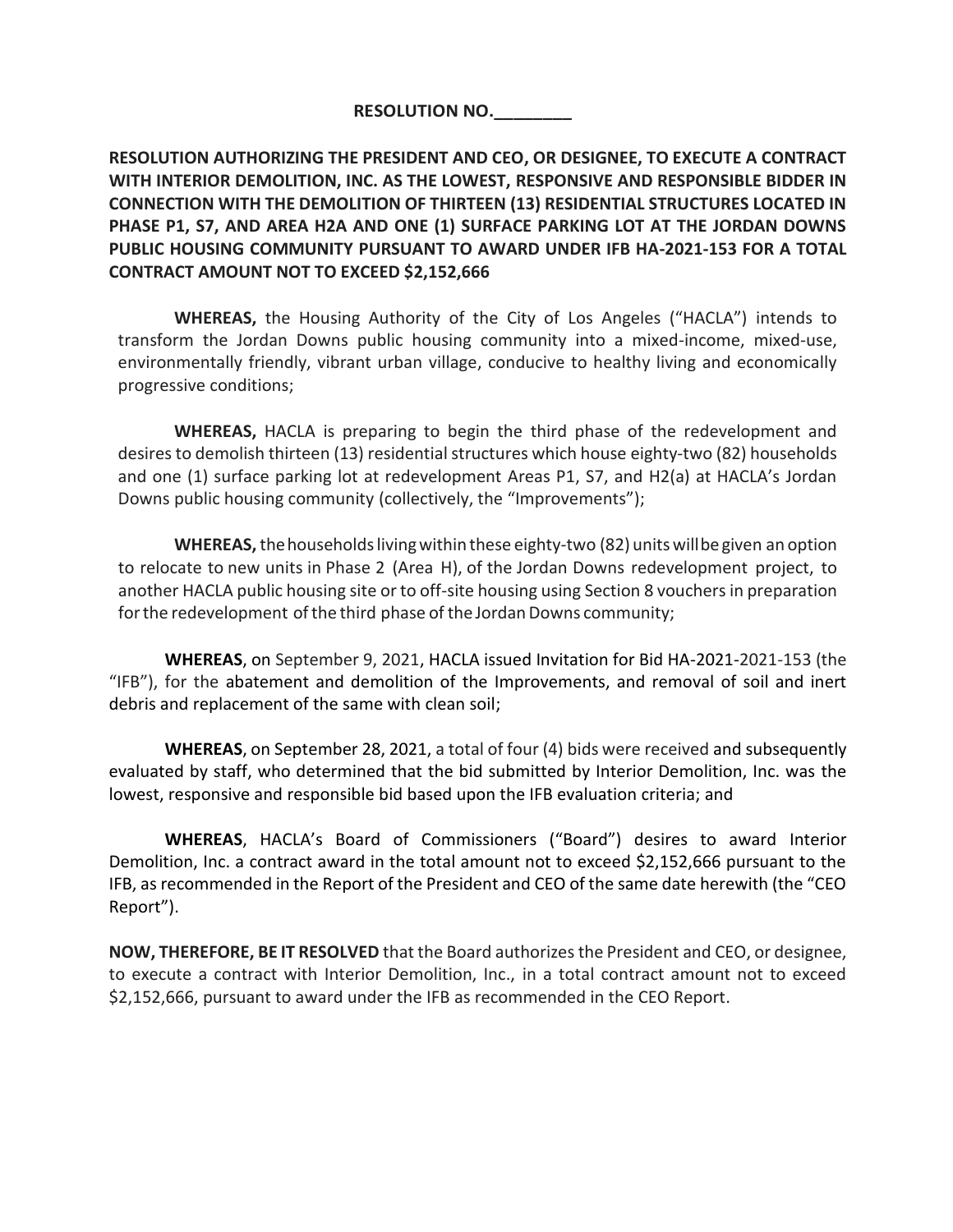**RESOLUTION NO.________**

**RESOLUTION AUTHORIZING THE PRESIDENT AND CEO, OR DESIGNEE, TO EXECUTE A CONTRACT WITH INTERIOR DEMOLITION, INC. AS THE LOWEST, RESPONSIVE AND RESPONSIBLE BIDDER IN CONNECTION WITH THE DEMOLITION OF THIRTEEN (13) RESIDENTIAL STRUCTURES LOCATED IN PHASE P1, S7, AND AREA H2A AND ONE (1) SURFACE PARKING LOT AT THE JORDAN DOWNS PUBLIC HOUSING COMMUNITY PURSUANT TO AWARD UNDER IFB HA-2021-153 FOR A TOTAL CONTRACT AMOUNT NOT TO EXCEED $2,152,666**

**WHEREAS,** the Housing Authority of the City of Los Angeles ("HACLA") intends to transform the Jordan Downs public housing community into a mixed-income, mixed-use, environmentally friendly, vibrant urban village, conducive to healthy living and economically progressive conditions;

**WHEREAS,** HACLA is preparing to begin the third phase of the redevelopment and desires to demolish thirteen (13) residential structures which house eighty-two (82) households and one (1) surface parking lot at redevelopment Areas P1, S7, and H2(a) at HACLA's Jordan Downs public housing community (collectively, the "Improvements");

**WHEREAS,** the households living within these eighty-two (82) units will be given an option to relocate to new units in Phase 2 (Area H), of the Jordan Downs redevelopment project, to another HACLA public housing site or to off-site housing using Section 8 vouchers in preparation for the redevelopment of the third phase of the Jordan Downs community;

**WHEREAS**, on September 9, 2021, HACLA issued Invitation for Bid HA-2021-2021-153 (the "IFB"), for the abatement and demolition of the Improvements, and removal of soil and inert debris and replacement of the same with clean soil;

**WHEREAS**, on September 28, 2021, a total of four (4) bids were received and subsequently evaluated by staff, who determined that the bid submitted by Interior Demolition, Inc. was the lowest, responsive and responsible bid based upon the IFB evaluation criteria; and

**WHEREAS**, HACLA's Board of Commissioners ("Board") desires to award Interior Demolition, Inc. a contract award in the total amount not to exceed $2,152,666 pursuant to the IFB, as recommended in the Report of the President and CEO of the same date herewith (the "CEO Report").

**NOW, THEREFORE, BE IT RESOLVED** that the Board authorizes the President and CEO, or designee, to execute a contract with Interior Demolition, Inc., in a total contract amount not to exceed $2,152,666, pursuant to award under the IFB as recommended in the CEO Report.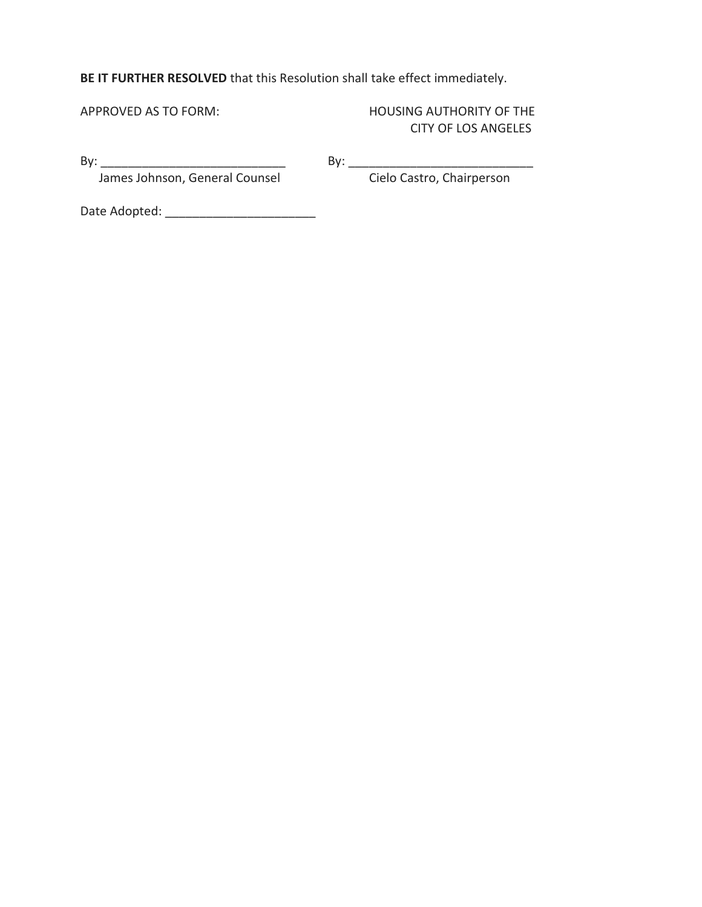**BE IT FURTHER RESOLVED** that this Resolution shall take effect immediately.

APPROVED AS TO FORM:

By: ___________________________
James Johnson, General Counsel

HOUSING AUTHORITY OF THE CITY OF LOS ANGELES

By: ___________________________
Cielo Castro, Chairperson

Date Adopted: ______________________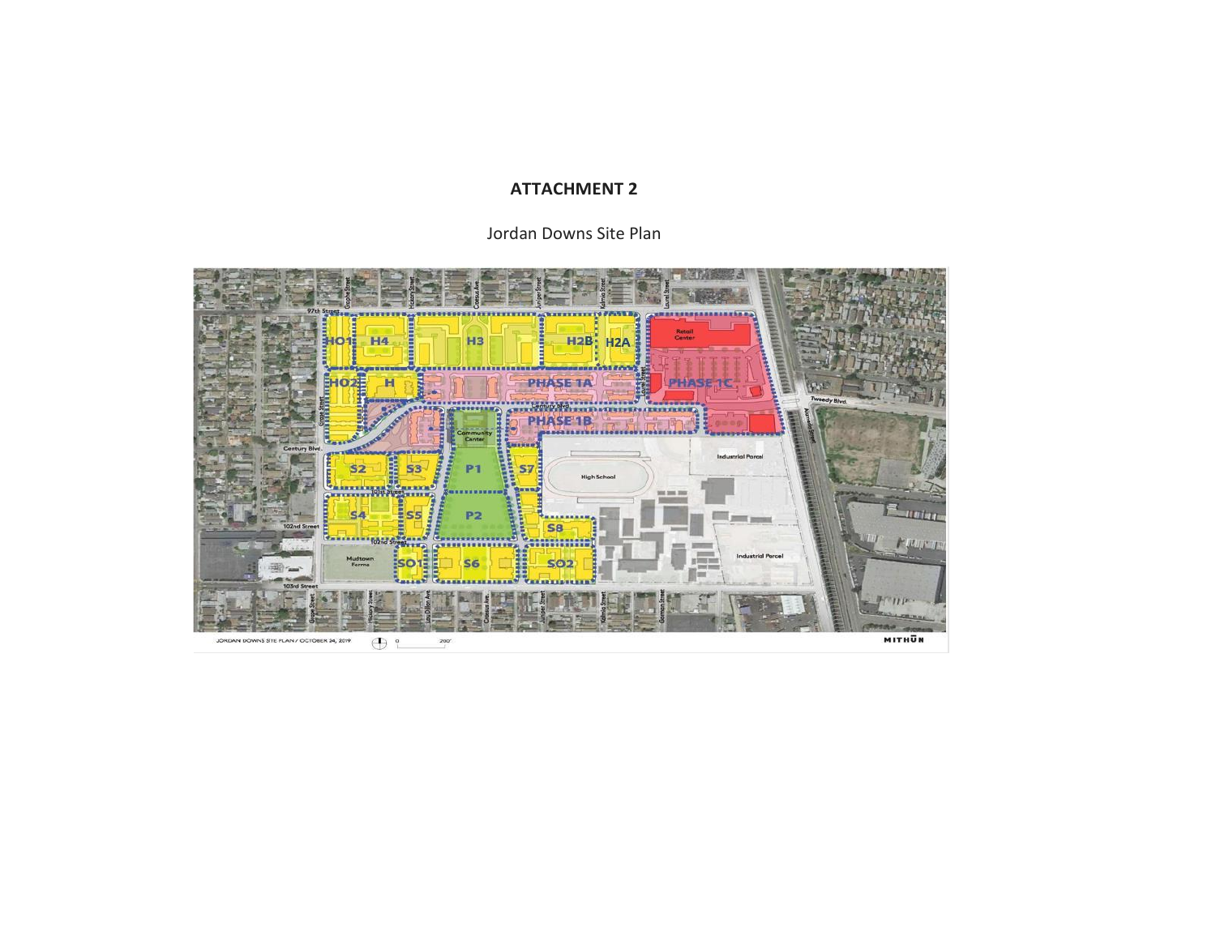**ATTACHMENT 2**

Jordan Downs Site Plan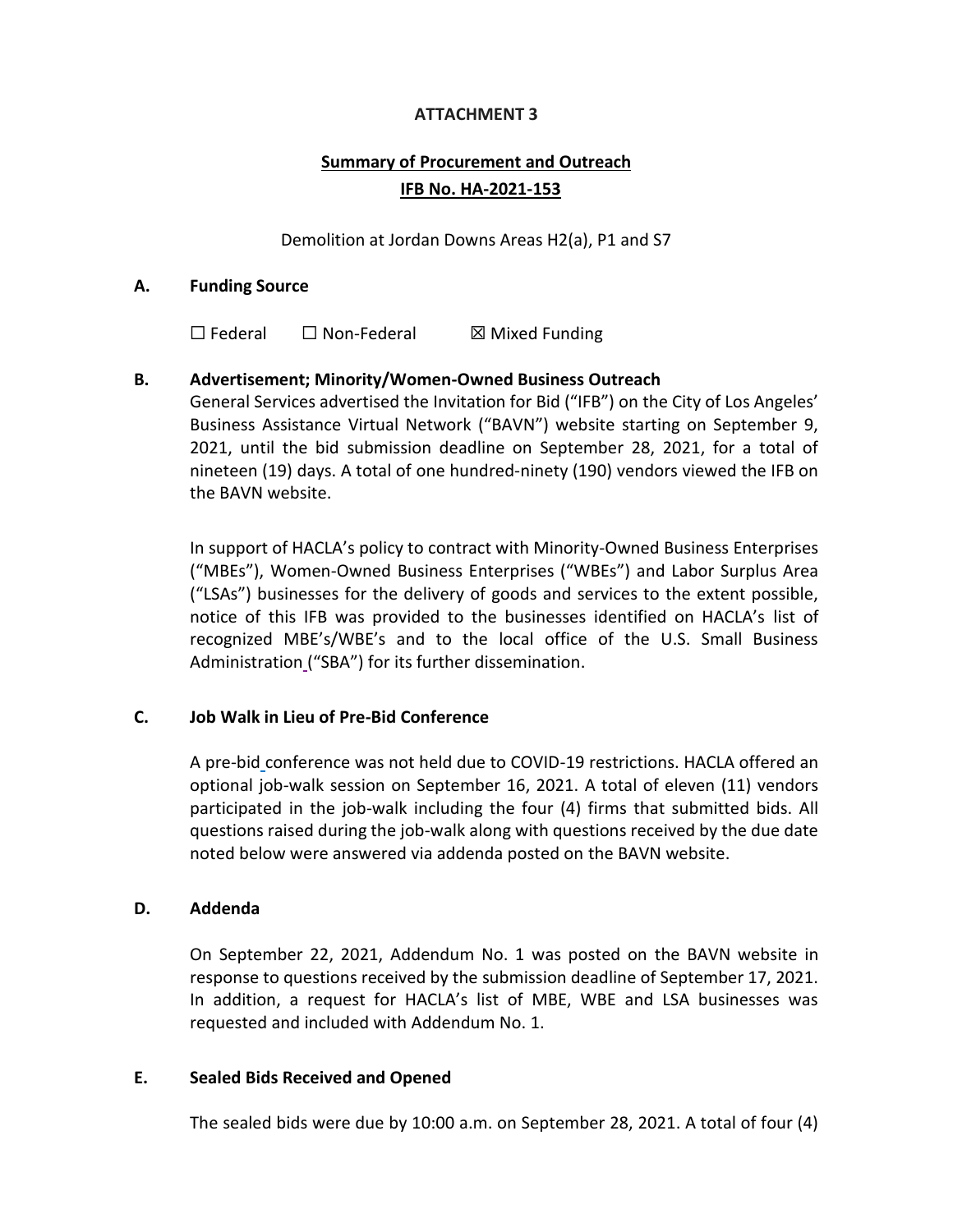**ATTACHMENT 3**

**Summary of Procurement and Outreach**
**IFB No. HA-2021-153**

Demolition at Jordan Downs Areas H2(a), P1 and S7

**A. Funding Source**

☐ Federal ☐ Non-Federal ☒ Mixed Funding

**B. Advertisement; Minority/Women-Owned Business Outreach**

General Services advertised the Invitation for Bid ("IFB") on the City of Los Angeles' Business Assistance Virtual Network ("BAVN") website starting on September 9, 2021, until the bid submission deadline on September 28, 2021, for a total of nineteen (19) days. A total of one hundred-ninety (190) vendors viewed the IFB on the BAVN website.

In support of HACLA's policy to contract with Minority-Owned Business Enterprises ("MBEs"), Women-Owned Business Enterprises ("WBEs") and Labor Surplus Area ("LSAs") businesses for the delivery of goods and services to the extent possible, notice of this IFB was provided to the businesses identified on HACLA's list of recognized MBE's/WBE's and to the local office of the U.S. Small Business Administration ("SBA") for its further dissemination.

**C. Job Walk in Lieu of Pre-Bid Conference**

A pre-bid conference was not held due to COVID-19 restrictions. HACLA offered an optional job-walk session on September 16, 2021. A total of eleven (11) vendors participated in the job-walk including the four (4) firms that submitted bids. All questions raised during the job-walk along with questions received by the due date noted below were answered via addenda posted on the BAVN website.

**D. Addenda**

On September 22, 2021, Addendum No. 1 was posted on the BAVN website in response to questions received by the submission deadline of September 17, 2021. In addition, a request for HACLA's list of MBE, WBE and LSA businesses was requested and included with Addendum No. 1.

**E. Sealed Bids Received and Opened**

The sealed bids were due by 10:00 a.m. on September 28, 2021. A total of four (4)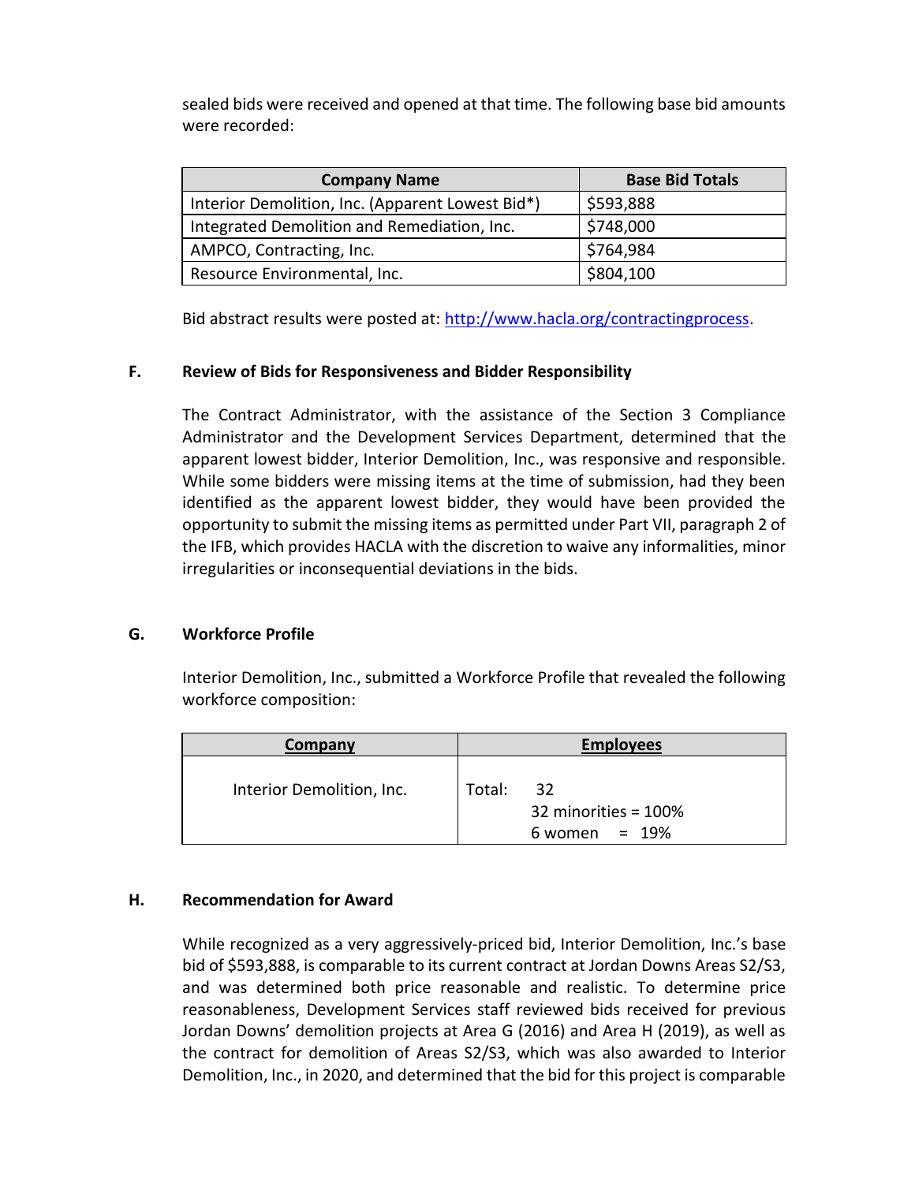sealed bids were received and opened at that time. The following base bid amounts were recorded:

| Company Name | Base Bid Totals |
|---|---|
| Interior Demolition, Inc. (Apparent Lowest Bid*) | $593,888 |
| Integrated Demolition and Remediation, Inc. | $748,000 |
| AMPCO, Contracting, Inc. | $764,984 |
| Resource Environmental, Inc. | $804,100 |

Bid abstract results were posted at: http://www.hacla.org/contractingprocess.

### F. Review of Bids for Responsiveness and Bidder Responsibility

The Contract Administrator, with the assistance of the Section 3 Compliance Administrator and the Development Services Department, determined that the apparent lowest bidder, Interior Demolition, Inc., was responsive and responsible. While some bidders were missing items at the time of submission, had they been identified as the apparent lowest bidder, they would have been provided the opportunity to submit the missing items as permitted under Part VII, paragraph 2 of the IFB, which provides HACLA with the discretion to waive any informalities, minor irregularities or inconsequential deviations in the bids.

### G. Workforce Profile

Interior Demolition, Inc., submitted a Workforce Profile that revealed the following workforce composition:

| Company | Employees |
|---|---|
| Interior Demolition, Inc. | Total: 32<br>32 minorities = 100%<br>6 women = 19% |

### H. Recommendation for Award

While recognized as a very aggressively-priced bid, Interior Demolition, Inc.'s base bid of $593,888, is comparable to its current contract at Jordan Downs Areas S2/S3, and was determined both price reasonable and realistic. To determine price reasonableness, Development Services staff reviewed bids received for previous Jordan Downs' demolition projects at Area G (2016) and Area H (2019), as well as the contract for demolition of Areas S2/S3, which was also awarded to Interior Demolition, Inc., in 2020, and determined that the bid for this project is comparable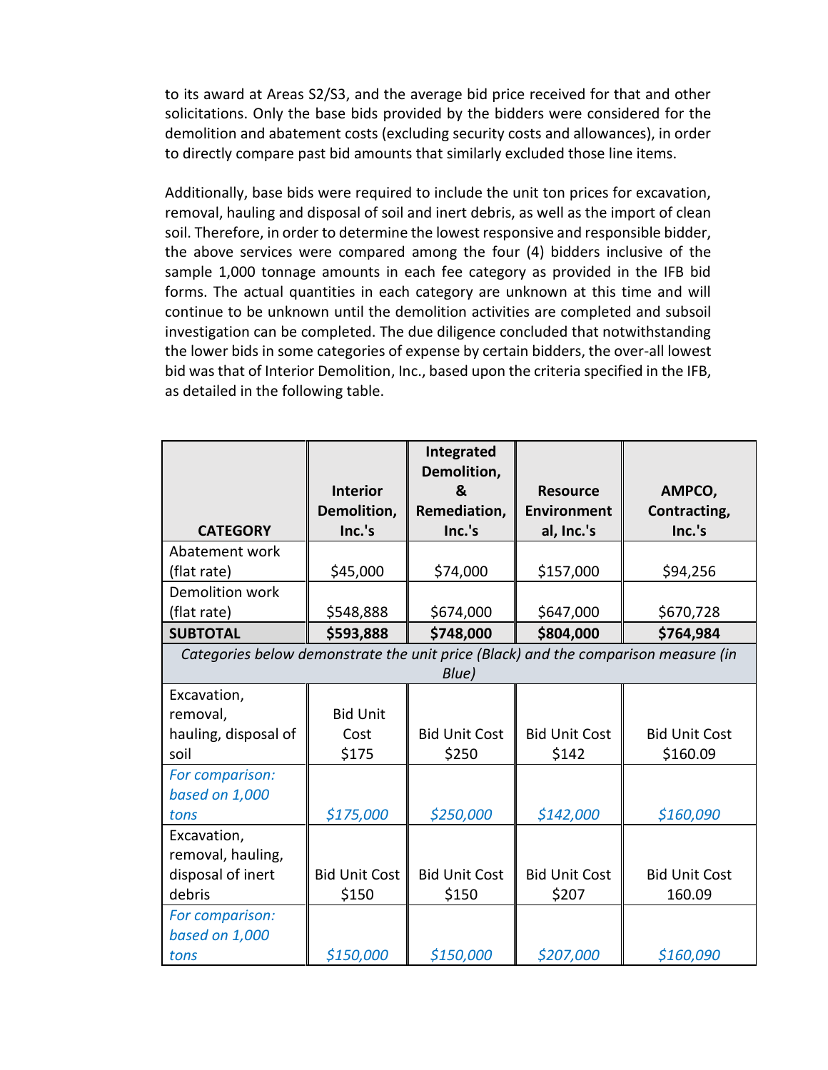to its award at Areas S2/S3, and the average bid price received for that and other solicitations. Only the base bids provided by the bidders were considered for the demolition and abatement costs (excluding security costs and allowances), in order to directly compare past bid amounts that similarly excluded those line items.

Additionally, base bids were required to include the unit ton prices for excavation, removal, hauling and disposal of soil and inert debris, as well as the import of clean soil. Therefore, in order to determine the lowest responsive and responsible bidder, the above services were compared among the four (4) bidders inclusive of the sample 1,000 tonnage amounts in each fee category as provided in the IFB bid forms. The actual quantities in each category are unknown at this time and will continue to be unknown until the demolition activities are completed and subsoil investigation can be completed. The due diligence concluded that notwithstanding the lower bids in some categories of expense by certain bidders, the over-all lowest bid was that of Interior Demolition, Inc., based upon the criteria specified in the IFB, as detailed in the following table.

| CATEGORY | Interior Demolition, Inc.'s | Integrated Demolition, & Remediation, Inc.'s | Resource Environmental, Inc.'s | AMPCO, Contracting, Inc.'s |
|---|---|---|---|---|
| Abatement work (flat rate) | $45,000 | $74,000 | $157,000 | $94,256 |
| Demolition work (flat rate) | $548,888 | $674,000 | $647,000 | $670,728 |
| **SUBTOTAL** | **$593,888** | **$748,000** | **$804,000** | **$764,984** |
| *Categories below demonstrate the unit price (Black) and the comparison measure (in Blue)* | | | | |
| Excavation, removal, hauling, disposal of soil | Bid Unit Cost $175 | Bid Unit Cost $250 | Bid Unit Cost $142 | Bid Unit Cost $160.09 |
| *For comparison: based on 1,000 tons* | *$175,000* | *$250,000* | *$142,000* | *$160,090* |
| Excavation, removal, hauling, disposal of inert debris | Bid Unit Cost $150 | Bid Unit Cost $150 | Bid Unit Cost $207 | Bid Unit Cost 160.09 |
| *For comparison: based on 1,000 tons* | *$150,000* | *$150,000* | *$207,000* | *$160,090* |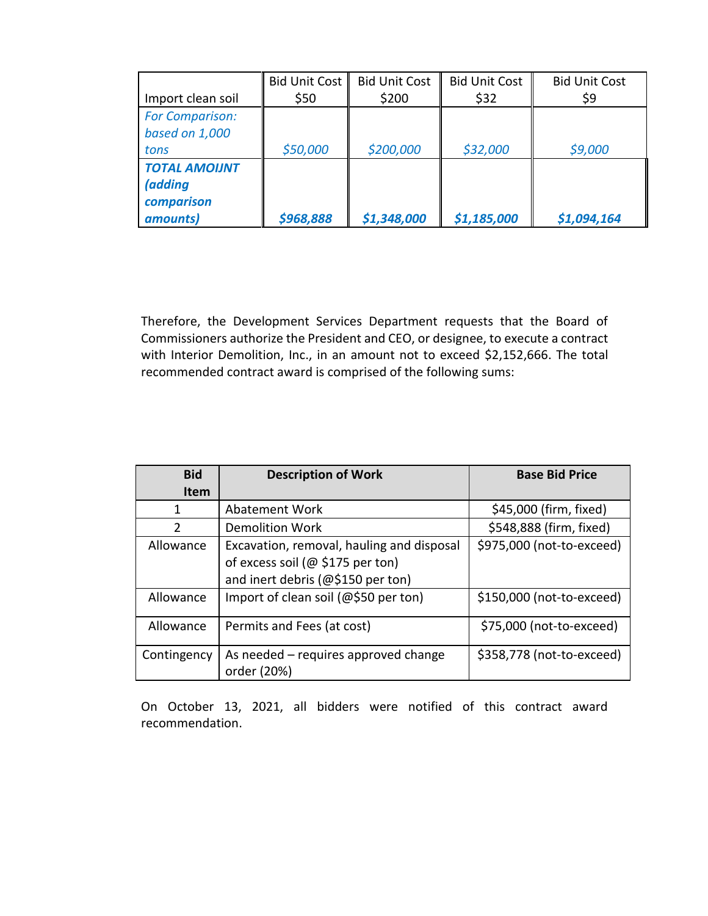| Import clean soil | Bid Unit Cost $50 | Bid Unit Cost $200 | Bid Unit Cost $32 | Bid Unit Cost $9 |
|---|---|---|---|---|
| *For Comparison: based on 1,000 tons* | *$50,000* | *$200,000* | *$32,000* | *$9,000* |
| ***TOTAL AMOIJNT (adding comparison amounts)*** | ***$968,888*** | ***$1,348,000*** | ***$1,185,000*** | ***$1,094,164*** |

Therefore, the Development Services Department requests that the Board of Commissioners authorize the President and CEO, or designee, to execute a contract with Interior Demolition, Inc., in an amount not to exceed $2,152,666. The total recommended contract award is comprised of the following sums:

| Bid Item | Description of Work | Base Bid Price |
|---|---|---|
| 1 | Abatement Work | $45,000 (firm, fixed) |
| 2 | Demolition Work | $548,888 (firm, fixed) |
| Allowance | Excavation, removal, hauling and disposal of excess soil (@ $175 per ton) and inert debris (@$150 per ton) | $975,000 (not-to-exceed) |
| Allowance | Import of clean soil (@$50 per ton) | $150,000 (not-to-exceed) |
| Allowance | Permits and Fees (at cost) | $75,000 (not-to-exceed) |
| Contingency | As needed – requires approved change order (20%) | $358,778 (not-to-exceed) |

On October 13, 2021, all bidders were notified of this contract award recommendation.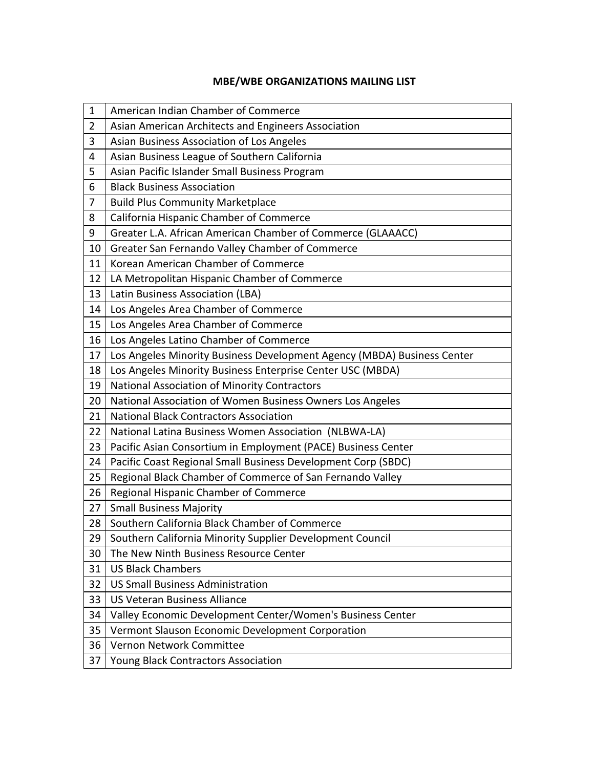**MBE/WBE ORGANIZATIONS MAILING LIST**

| | |
|---|---|
| 1 | American Indian Chamber of Commerce |
| 2 | Asian American Architects and Engineers Association |
| 3 | Asian Business Association of Los Angeles |
| 4 | Asian Business League of Southern California |
| 5 | Asian Pacific Islander Small Business Program |
| 6 | Black Business Association |
| 7 | Build Plus Community Marketplace |
| 8 | California Hispanic Chamber of Commerce |
| 9 | Greater L.A. African American Chamber of Commerce (GLAAACC) |
| 10 | Greater San Fernando Valley Chamber of Commerce |
| 11 | Korean American Chamber of Commerce |
| 12 | LA Metropolitan Hispanic Chamber of Commerce |
| 13 | Latin Business Association (LBA) |
| 14 | Los Angeles Area Chamber of Commerce |
| 15 | Los Angeles Area Chamber of Commerce |
| 16 | Los Angeles Latino Chamber of Commerce |
| 17 | Los Angeles Minority Business Development Agency (MBDA) Business Center |
| 18 | Los Angeles Minority Business Enterprise Center USC (MBDA) |
| 19 | National Association of Minority Contractors |
| 20 | National Association of Women Business Owners Los Angeles |
| 21 | National Black Contractors Association |
| 22 | National Latina Business Women Association (NLBWA-LA) |
| 23 | Pacific Asian Consortium in Employment (PACE) Business Center |
| 24 | Pacific Coast Regional Small Business Development Corp (SBDC) |
| 25 | Regional Black Chamber of Commerce of San Fernando Valley |
| 26 | Regional Hispanic Chamber of Commerce |
| 27 | Small Business Majority |
| 28 | Southern California Black Chamber of Commerce |
| 29 | Southern California Minority Supplier Development Council |
| 30 | The New Ninth Business Resource Center |
| 31 | US Black Chambers |
| 32 | US Small Business Administration |
| 33 | US Veteran Business Alliance |
| 34 | Valley Economic Development Center/Women's Business Center |
| 35 | Vermont Slauson Economic Development Corporation |
| 36 | Vernon Network Committee |
| 37 | Young Black Contractors Association |